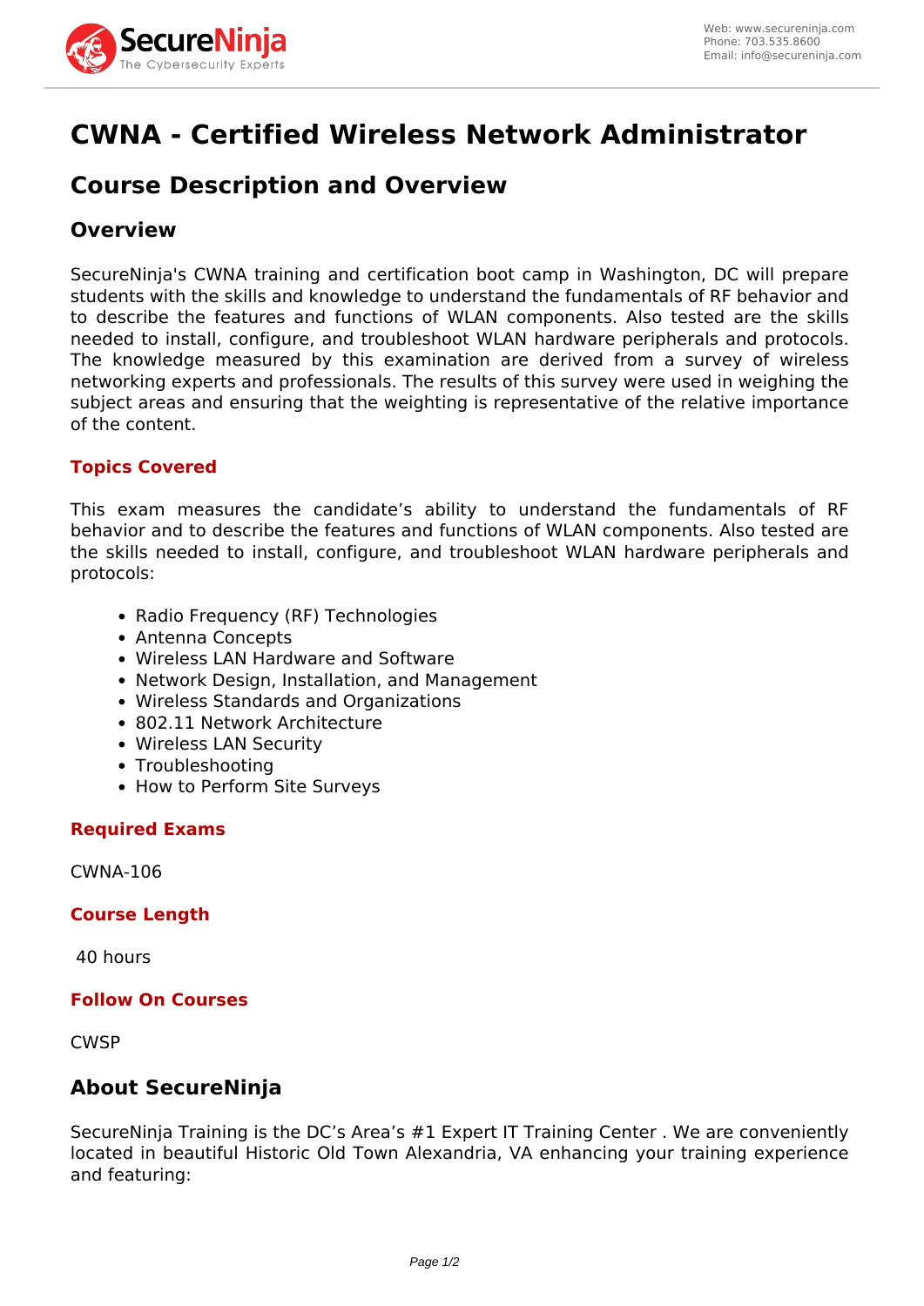# CWNA - Certified Wireless Network Administrator

## Course Description and Overview

### Overview

SecureNinja's CWNA training and certification boot camp in Washington, DC will prepare students with the skills and knowledge to understand the fundamentals of RF behavior and to describe the features and functions of WLAN components. Also tested are the skills needed to install, configure, and troubleshoot WLAN hardware peripherals and protocols. The knowledge measured by this examination are derived from a survey of wireless networking experts and professionals. The results of this survey were used in weighing the subject areas and ensuring that the weighting is representative of the relative importance of the content.

#### Topics Covered

This exam measures the candidate's ability to understand the fundamentals of RF behavior and to describe the features and functions of WLAN components. Also tested are the skills needed to install, configure, and troubleshoot WLAN hardware peripherals and protocols:

- Radio Frequency (RF) Technologies
- Antenna Concepts
- Wireless LAN Hardware and Software
- Network Design, Installation, and Management
- Wireless Standards and Organizations
- 802.11 Network Architecture
- Wireless LAN Security
- Troubleshooting
- How to Perform Site Surveys

#### Required Exams

CWNA-106

#### Course Length

40 hours

#### Follow On Courses

CWSP

### About SecureNinja

SecureNinja Training is the DC's Area's #1 Expert IT Training Center . We are conveniently located in beautiful Historic Old Town Alexandria, VA enhancing your training experience and featuring: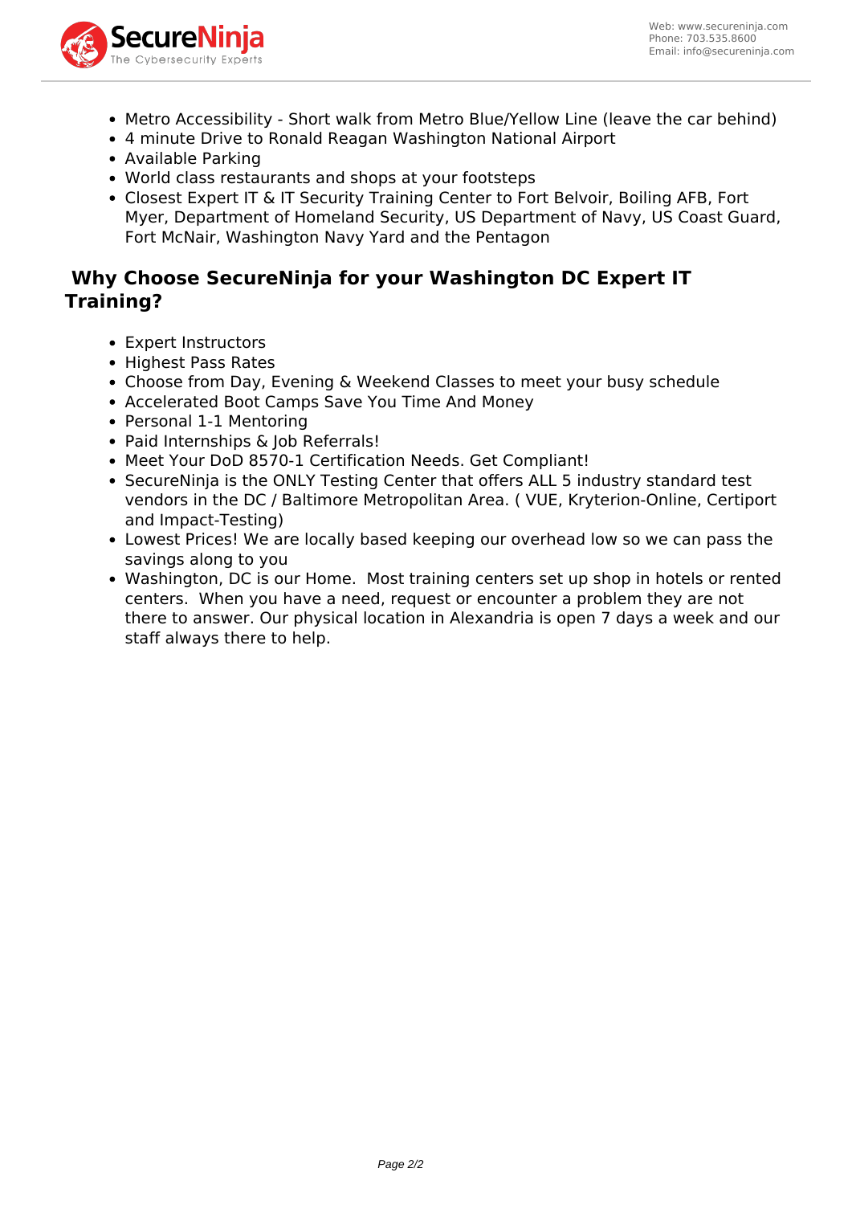- Metro Accessibility - Short walk from Metro Blue/Yellow Line (leave the car behind)
- 4 minute Drive to Ronald Reagan Washington National Airport
- Available Parking
- World class restaurants and shops at your footsteps
- Closest Expert IT & IT Security Training Center to Fort Belvoir, Boiling AFB, Fort Myer, Department of Homeland Security, US Department of Navy, US Coast Guard, Fort McNair, Washington Navy Yard and the Pentagon

## Why Choose SecureNinja for your Washington DC Expert IT Training?

- Expert Instructors
- Highest Pass Rates
- Choose from Day, Evening & Weekend Classes to meet your busy schedule
- Accelerated Boot Camps Save You Time And Money
- Personal 1-1 Mentoring
- Paid Internships & Job Referrals!
- Meet Your DoD 8570-1 Certification Needs. Get Compliant!
- SecureNinja is the ONLY Testing Center that offers ALL 5 industry standard test vendors in the DC / Baltimore Metropolitan Area. ( VUE, Kryterion-Online, Certiport and Impact-Testing)
- Lowest Prices! We are locally based keeping our overhead low so we can pass the savings along to you
- Washington, DC is our Home. Most training centers set up shop in hotels or rented centers. When you have a need, request or encounter a problem they are not there to answer. Our physical location in Alexandria is open 7 days a week and our staff always there to help.